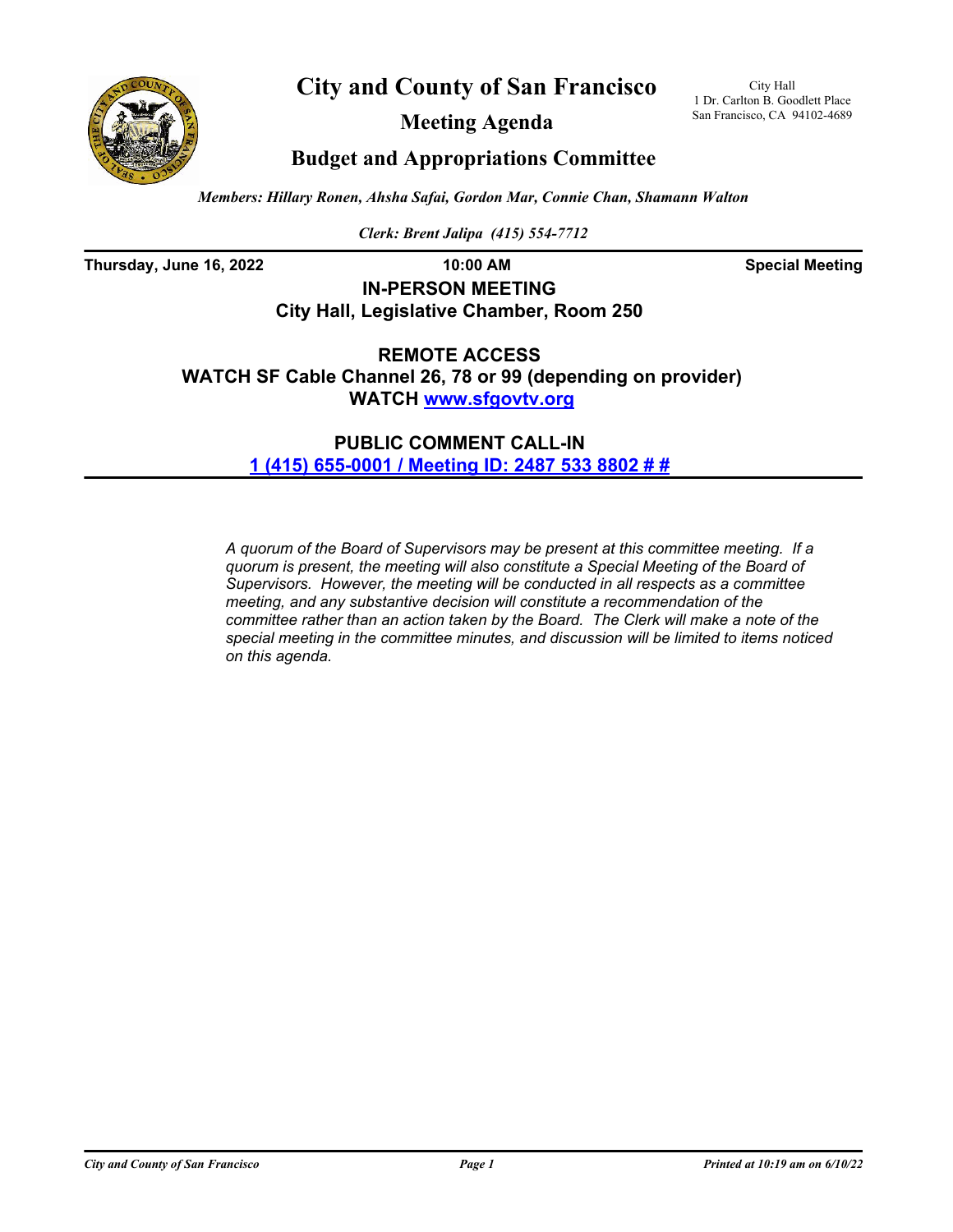# City and County of San Francisco

City Hall
1 Dr. Carlton B. Goodlett Place
San Francisco, CA 94102-4689

## Meeting Agenda

## Budget and Appropriations Committee

*Members: Hillary Ronen, Ahsha Safai, Gordon Mar, Connie Chan, Shamann Walton*

*Clerk: Brent Jalipa (415) 554-7712*

**Thursday, June 16, 2022** | **10:00 AM** | **Special Meeting**

**IN-PERSON MEETING**
**City Hall, Legislative Chamber, Room 250**

**REMOTE ACCESS**
**WATCH SF Cable Channel 26, 78 or 99 (depending on provider)**
**WATCH www.sfgovtv.org**

**PUBLIC COMMENT CALL-IN**
**1 (415) 655-0001 / Meeting ID: 2487 533 8802 # #**

*A quorum of the Board of Supervisors may be present at this committee meeting. If a quorum is present, the meeting will also constitute a Special Meeting of the Board of Supervisors. However, the meeting will be conducted in all respects as a committee meeting, and any substantive decision will constitute a recommendation of the committee rather than an action taken by the Board. The Clerk will make a note of the special meeting in the committee minutes, and discussion will be limited to items noticed on this agenda.*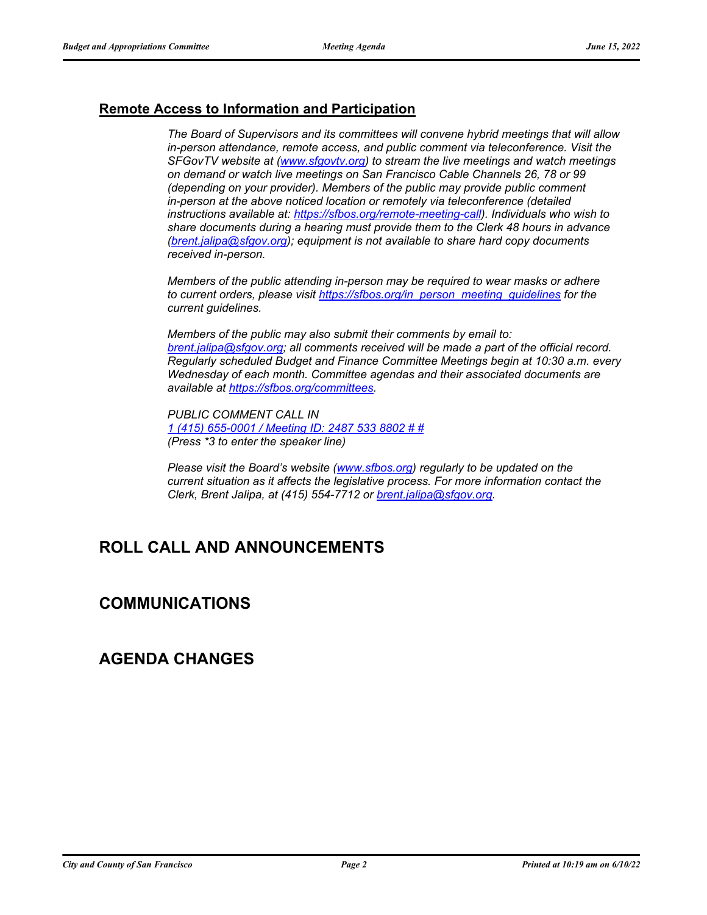## Remote Access to Information and Participation

*The Board of Supervisors and its committees will convene hybrid meetings that will allow in-person attendance, remote access, and public comment via teleconference. Visit the SFGovTV website at (www.sfgovtv.org) to stream the live meetings and watch meetings on demand or watch live meetings on San Francisco Cable Channels 26, 78 or 99 (depending on your provider). Members of the public may provide public comment in-person at the above noticed location or remotely via teleconference (detailed instructions available at: https://sfbos.org/remote-meeting-call). Individuals who wish to share documents during a hearing must provide them to the Clerk 48 hours in advance (brent.jalipa@sfgov.org); equipment is not available to share hard copy documents received in-person.*

*Members of the public attending in-person may be required to wear masks or adhere to current orders, please visit https://sfbos.org/in_person_meeting_guidelines for the current guidelines.*

*Members of the public may also submit their comments by email to: brent.jalipa@sfgov.org; all comments received will be made a part of the official record. Regularly scheduled Budget and Finance Committee Meetings begin at 10:30 a.m. every Wednesday of each month. Committee agendas and their associated documents are available at https://sfbos.org/committees.*

*PUBLIC COMMENT CALL IN*
*1 (415) 655-0001 / Meeting ID: 2487 533 8802 # #*
*(Press *3 to enter the speaker line)*

*Please visit the Board's website (www.sfbos.org) regularly to be updated on the current situation as it affects the legislative process. For more information contact the Clerk, Brent Jalipa, at (415) 554-7712 or brent.jalipa@sfgov.org.*

# ROLL CALL AND ANNOUNCEMENTS

# COMMUNICATIONS

# AGENDA CHANGES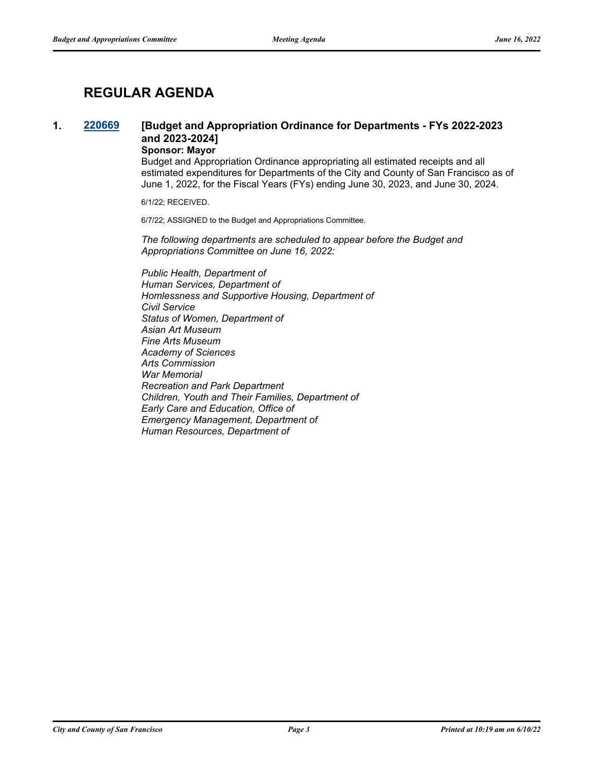# REGULAR AGENDA

**1.** **220669** **[Budget and Appropriation Ordinance for Departments - FYs 2022-2023 and 2023-2024]**

**Sponsor: Mayor**

Budget and Appropriation Ordinance appropriating all estimated receipts and all estimated expenditures for Departments of the City and County of San Francisco as of June 1, 2022, for the Fiscal Years (FYs) ending June 30, 2023, and June 30, 2024.

6/1/22; RECEIVED.

6/7/22; ASSIGNED to the Budget and Appropriations Committee.

*The following departments are scheduled to appear before the Budget and Appropriations Committee on June 16, 2022:*

*Public Health, Department of*
*Human Services, Department of*
*Homlessness and Supportive Housing, Department of*
*Civil Service*
*Status of Women, Department of*
*Asian Art Museum*
*Fine Arts Museum*
*Academy of Sciences*
*Arts Commission*
*War Memorial*
*Recreation and Park Department*
*Children, Youth and Their Families, Department of*
*Early Care and Education, Office of*
*Emergency Management, Department of*
*Human Resources, Department of*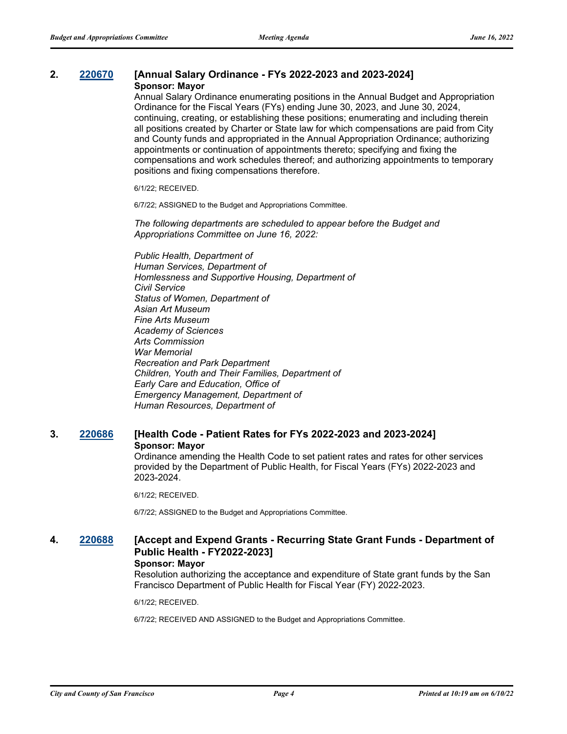## 2. [220670](220670) [Annual Salary Ordinance - FYs 2022-2023 and 2023-2024]

**Sponsor: Mayor**

Annual Salary Ordinance enumerating positions in the Annual Budget and Appropriation Ordinance for the Fiscal Years (FYs) ending June 30, 2023, and June 30, 2024, continuing, creating, or establishing these positions; enumerating and including therein all positions created by Charter or State law for which compensations are paid from City and County funds and appropriated in the Annual Appropriation Ordinance; authorizing appointments or continuation of appointments thereto; specifying and fixing the compensations and work schedules thereof; and authorizing appointments to temporary positions and fixing compensations therefore.

6/1/22; RECEIVED.

6/7/22; ASSIGNED to the Budget and Appropriations Committee.

*The following departments are scheduled to appear before the Budget and Appropriations Committee on June 16, 2022:*

*Public Health, Department of*
*Human Services, Department of*
*Homlessness and Supportive Housing, Department of*
*Civil Service*
*Status of Women, Department of*
*Asian Art Museum*
*Fine Arts Museum*
*Academy of Sciences*
*Arts Commission*
*War Memorial*
*Recreation and Park Department*
*Children, Youth and Their Families, Department of*
*Early Care and Education, Office of*
*Emergency Management, Department of*
*Human Resources, Department of*

## 3. [220686](220686) [Health Code - Patient Rates for FYs 2022-2023 and 2023-2024]

**Sponsor: Mayor**

Ordinance amending the Health Code to set patient rates and rates for other services provided by the Department of Public Health, for Fiscal Years (FYs) 2022-2023 and 2023-2024.

6/1/22; RECEIVED.

6/7/22; ASSIGNED to the Budget and Appropriations Committee.

## 4. [220688](220688) [Accept and Expend Grants - Recurring State Grant Funds - Department of Public Health - FY2022-2023]

**Sponsor: Mayor**

Resolution authorizing the acceptance and expenditure of State grant funds by the San Francisco Department of Public Health for Fiscal Year (FY) 2022-2023.

6/1/22; RECEIVED.

6/7/22; RECEIVED AND ASSIGNED to the Budget and Appropriations Committee.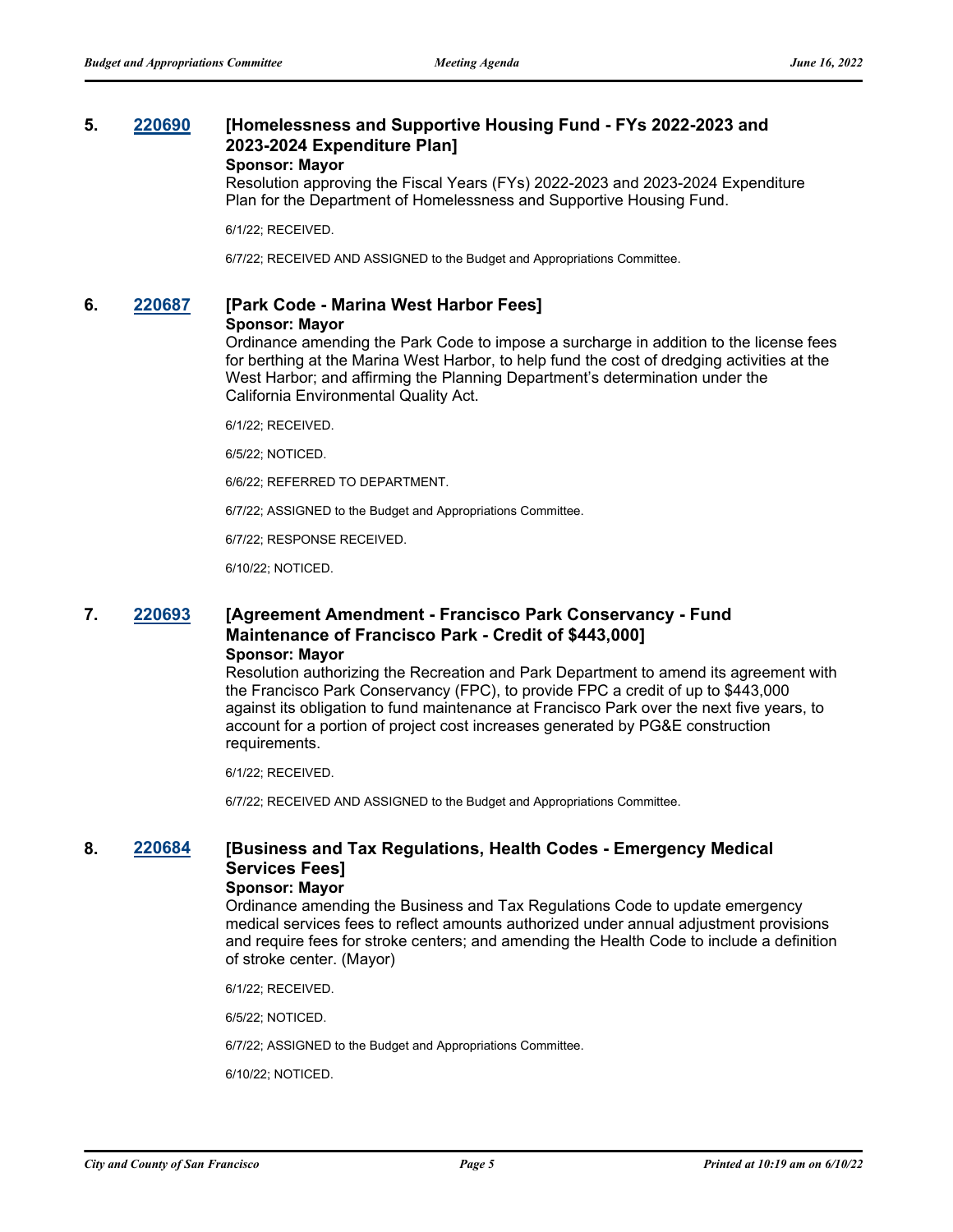### 5. 220690 [Homelessness and Supportive Housing Fund - FYs 2022-2023 and 2023-2024 Expenditure Plan]

**Sponsor: Mayor**

Resolution approving the Fiscal Years (FYs) 2022-2023 and 2023-2024 Expenditure Plan for the Department of Homelessness and Supportive Housing Fund.

6/1/22; RECEIVED.

6/7/22; RECEIVED AND ASSIGNED to the Budget and Appropriations Committee.

### 6. 220687 [Park Code - Marina West Harbor Fees]

**Sponsor: Mayor**

Ordinance amending the Park Code to impose a surcharge in addition to the license fees for berthing at the Marina West Harbor, to help fund the cost of dredging activities at the West Harbor; and affirming the Planning Department's determination under the California Environmental Quality Act.

6/1/22; RECEIVED.

6/5/22; NOTICED.

6/6/22; REFERRED TO DEPARTMENT.

6/7/22; ASSIGNED to the Budget and Appropriations Committee.

6/7/22; RESPONSE RECEIVED.

6/10/22; NOTICED.

### 7. 220693 [Agreement Amendment - Francisco Park Conservancy - Fund Maintenance of Francisco Park - Credit of $443,000]

**Sponsor: Mayor**

Resolution authorizing the Recreation and Park Department to amend its agreement with the Francisco Park Conservancy (FPC), to provide FPC a credit of up to $443,000 against its obligation to fund maintenance at Francisco Park over the next five years, to account for a portion of project cost increases generated by PG&E construction requirements.

6/1/22; RECEIVED.

6/7/22; RECEIVED AND ASSIGNED to the Budget and Appropriations Committee.

### 8. 220684 [Business and Tax Regulations, Health Codes - Emergency Medical Services Fees]

**Sponsor: Mayor**

Ordinance amending the Business and Tax Regulations Code to update emergency medical services fees to reflect amounts authorized under annual adjustment provisions and require fees for stroke centers; and amending the Health Code to include a definition of stroke center. (Mayor)

6/1/22; RECEIVED.

6/5/22; NOTICED.

6/7/22; ASSIGNED to the Budget and Appropriations Committee.

6/10/22; NOTICED.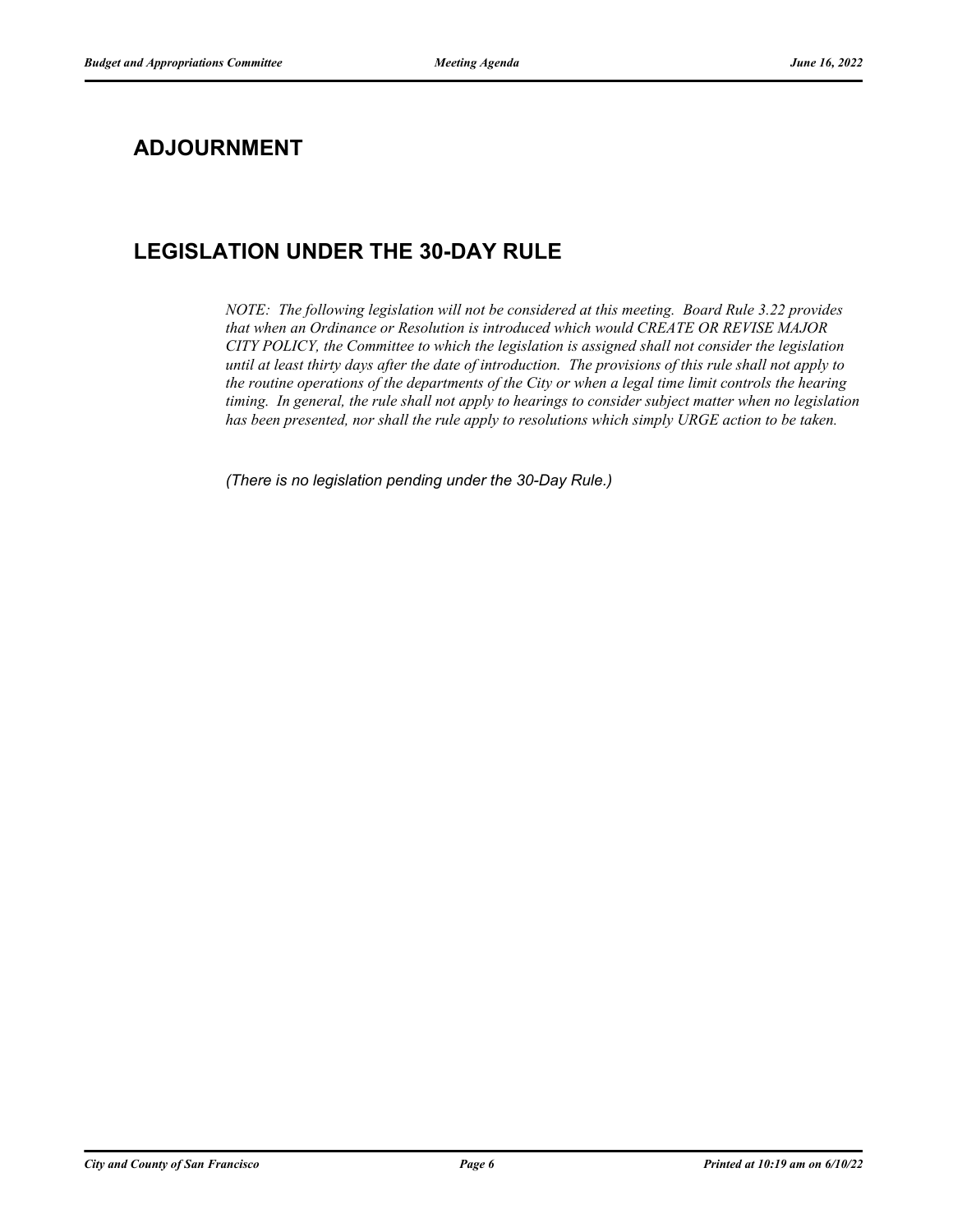## ADJOURNMENT

## LEGISLATION UNDER THE 30-DAY RULE

*NOTE: The following legislation will not be considered at this meeting. Board Rule 3.22 provides that when an Ordinance or Resolution is introduced which would CREATE OR REVISE MAJOR CITY POLICY, the Committee to which the legislation is assigned shall not consider the legislation until at least thirty days after the date of introduction. The provisions of this rule shall not apply to the routine operations of the departments of the City or when a legal time limit controls the hearing timing. In general, the rule shall not apply to hearings to consider subject matter when no legislation has been presented, nor shall the rule apply to resolutions which simply URGE action to be taken.*

*(There is no legislation pending under the 30-Day Rule.)*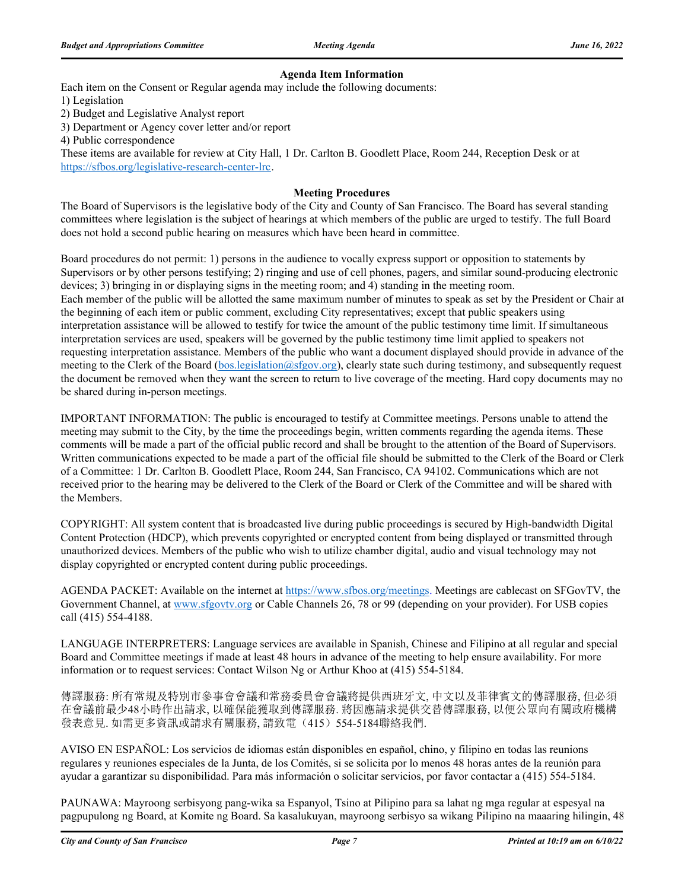### Agenda Item Information

Each item on the Consent or Regular agenda may include the following documents:

1) Legislation
2) Budget and Legislative Analyst report
3) Department or Agency cover letter and/or report
4) Public correspondence

These items are available for review at City Hall, 1 Dr. Carlton B. Goodlett Place, Room 244, Reception Desk or at https://sfbos.org/legislative-research-center-lrc.

### Meeting Procedures

The Board of Supervisors is the legislative body of the City and County of San Francisco. The Board has several standing committees where legislation is the subject of hearings at which members of the public are urged to testify. The full Board does not hold a second public hearing on measures which have been heard in committee.

Board procedures do not permit: 1) persons in the audience to vocally express support or opposition to statements by Supervisors or by other persons testifying; 2) ringing and use of cell phones, pagers, and similar sound-producing electronic devices; 3) bringing in or displaying signs in the meeting room; and 4) standing in the meeting room.
Each member of the public will be allotted the same maximum number of minutes to speak as set by the President or Chair at the beginning of each item or public comment, excluding City representatives; except that public speakers using interpretation assistance will be allowed to testify for twice the amount of the public testimony time limit. If simultaneous interpretation services are used, speakers will be governed by the public testimony time limit applied to speakers not requesting interpretation assistance. Members of the public who want a document displayed should provide in advance of the meeting to the Clerk of the Board (bos.legislation@sfgov.org), clearly state such during testimony, and subsequently request the document be removed when they want the screen to return to live coverage of the meeting. Hard copy documents may not be shared during in-person meetings.

IMPORTANT INFORMATION: The public is encouraged to testify at Committee meetings. Persons unable to attend the meeting may submit to the City, by the time the proceedings begin, written comments regarding the agenda items. These comments will be made a part of the official public record and shall be brought to the attention of the Board of Supervisors. Written communications expected to be made a part of the official file should be submitted to the Clerk of the Board or Clerk of a Committee: 1 Dr. Carlton B. Goodlett Place, Room 244, San Francisco, CA 94102. Communications which are not received prior to the hearing may be delivered to the Clerk of the Board or Clerk of the Committee and will be shared with the Members.

COPYRIGHT: All system content that is broadcasted live during public proceedings is secured by High-bandwidth Digital Content Protection (HDCP), which prevents copyrighted or encrypted content from being displayed or transmitted through unauthorized devices. Members of the public who wish to utilize chamber digital, audio and visual technology may not display copyrighted or encrypted content during public proceedings.

AGENDA PACKET: Available on the internet at https://www.sfbos.org/meetings. Meetings are cablecast on SFGovTV, the Government Channel, at www.sfgovtv.org or Cable Channels 26, 78 or 99 (depending on your provider). For USB copies call (415) 554-4188.

LANGUAGE INTERPRETERS: Language services are available in Spanish, Chinese and Filipino at all regular and special Board and Committee meetings if made at least 48 hours in advance of the meeting to help ensure availability. For more information or to request services: Contact Wilson Ng or Arthur Khoo at (415) 554-5184.

傳譯服務: 所有常規及特別市參事會會議和常務委員會會議將提供西班牙文, 中文以及菲律賓文的傳譯服務, 但必須在會議前最少48小時作出請求, 以確保能獲取到傳譯服務. 將因應請求提供交替傳譯服務, 以便公眾向有關政府機構發表意見. 如需更多資訊或請求有關服務, 請致電（415）554-5184聯絡我們.

AVISO EN ESPAÑOL: Los servicios de idiomas están disponibles en español, chino, y filipino en todas las reunions regulares y reuniones especiales de la Junta, de los Comités, si se solicita por lo menos 48 horas antes de la reunión para ayudar a garantizar su disponibilidad. Para más información o solicitar servicios, por favor contactar a (415) 554-5184.

PAUNAWA: Mayroong serbisyong pang-wika sa Espanyol, Tsino at Pilipino para sa lahat ng mga regular at espesyal na pagpupulong ng Board, at Komite ng Board. Sa kasalukuyan, mayroong serbisyo sa wikang Pilipino na maaaring hilingin, 48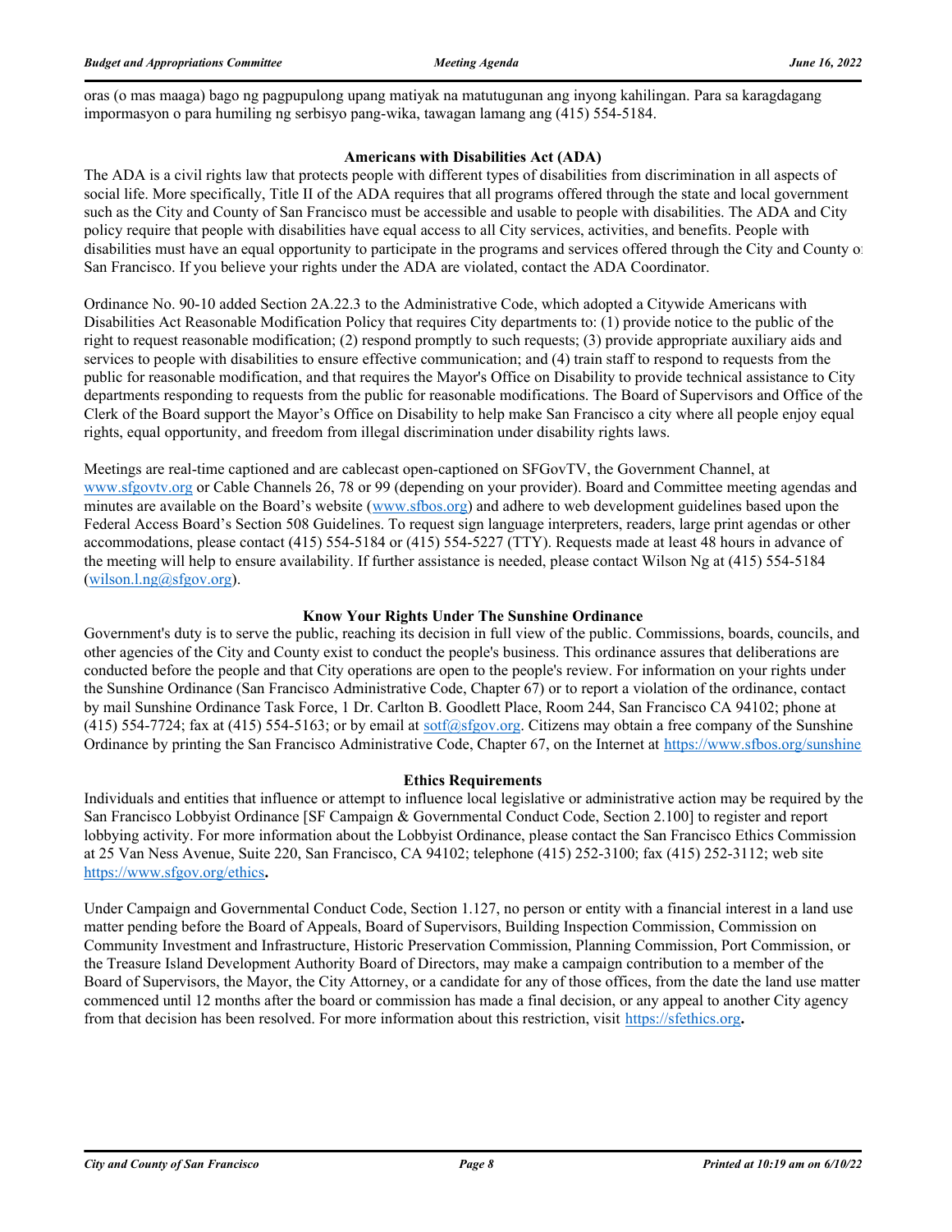oras (o mas maaga) bago ng pagpupulong upang matiyak na matutugunan ang inyong kahilingan. Para sa karagdagang impormasyon o para humiling ng serbisyo pang-wika, tawagan lamang ang (415) 554-5184.

### Americans with Disabilities Act (ADA)

The ADA is a civil rights law that protects people with different types of disabilities from discrimination in all aspects of social life. More specifically, Title II of the ADA requires that all programs offered through the state and local government such as the City and County of San Francisco must be accessible and usable to people with disabilities. The ADA and City policy require that people with disabilities have equal access to all City services, activities, and benefits. People with disabilities must have an equal opportunity to participate in the programs and services offered through the City and County of San Francisco. If you believe your rights under the ADA are violated, contact the ADA Coordinator.

Ordinance No. 90-10 added Section 2A.22.3 to the Administrative Code, which adopted a Citywide Americans with Disabilities Act Reasonable Modification Policy that requires City departments to: (1) provide notice to the public of the right to request reasonable modification; (2) respond promptly to such requests; (3) provide appropriate auxiliary aids and services to people with disabilities to ensure effective communication; and (4) train staff to respond to requests from the public for reasonable modification, and that requires the Mayor's Office on Disability to provide technical assistance to City departments responding to requests from the public for reasonable modifications. The Board of Supervisors and Office of the Clerk of the Board support the Mayor's Office on Disability to help make San Francisco a city where all people enjoy equal rights, equal opportunity, and freedom from illegal discrimination under disability rights laws.

Meetings are real-time captioned and are cablecast open-captioned on SFGovTV, the Government Channel, at www.sfgovtv.org or Cable Channels 26, 78 or 99 (depending on your provider). Board and Committee meeting agendas and minutes are available on the Board's website (www.sfbos.org) and adhere to web development guidelines based upon the Federal Access Board's Section 508 Guidelines. To request sign language interpreters, readers, large print agendas or other accommodations, please contact (415) 554-5184 or (415) 554-5227 (TTY). Requests made at least 48 hours in advance of the meeting will help to ensure availability. If further assistance is needed, please contact Wilson Ng at (415) 554-5184 (wilson.l.ng@sfgov.org).

### Know Your Rights Under The Sunshine Ordinance

Government's duty is to serve the public, reaching its decision in full view of the public. Commissions, boards, councils, and other agencies of the City and County exist to conduct the people's business. This ordinance assures that deliberations are conducted before the people and that City operations are open to the people's review. For information on your rights under the Sunshine Ordinance (San Francisco Administrative Code, Chapter 67) or to report a violation of the ordinance, contact by mail Sunshine Ordinance Task Force, 1 Dr. Carlton B. Goodlett Place, Room 244, San Francisco CA 94102; phone at (415) 554-7724; fax at (415) 554-5163; or by email at sotf@sfgov.org. Citizens may obtain a free company of the Sunshine Ordinance by printing the San Francisco Administrative Code, Chapter 67, on the Internet at https://www.sfbos.org/sunshine

### Ethics Requirements

Individuals and entities that influence or attempt to influence local legislative or administrative action may be required by the San Francisco Lobbyist Ordinance [SF Campaign & Governmental Conduct Code, Section 2.100] to register and report lobbying activity. For more information about the Lobbyist Ordinance, please contact the San Francisco Ethics Commission at 25 Van Ness Avenue, Suite 220, San Francisco, CA 94102; telephone (415) 252-3100; fax (415) 252-3112; web site https://www.sfgov.org/ethics**.**

Under Campaign and Governmental Conduct Code, Section 1.127, no person or entity with a financial interest in a land use matter pending before the Board of Appeals, Board of Supervisors, Building Inspection Commission, Commission on Community Investment and Infrastructure, Historic Preservation Commission, Planning Commission, Port Commission, or the Treasure Island Development Authority Board of Directors, may make a campaign contribution to a member of the Board of Supervisors, the Mayor, the City Attorney, or a candidate for any of those offices, from the date the land use matter commenced until 12 months after the board or commission has made a final decision, or any appeal to another City agency from that decision has been resolved. For more information about this restriction, visit https://sfethics.org**.**